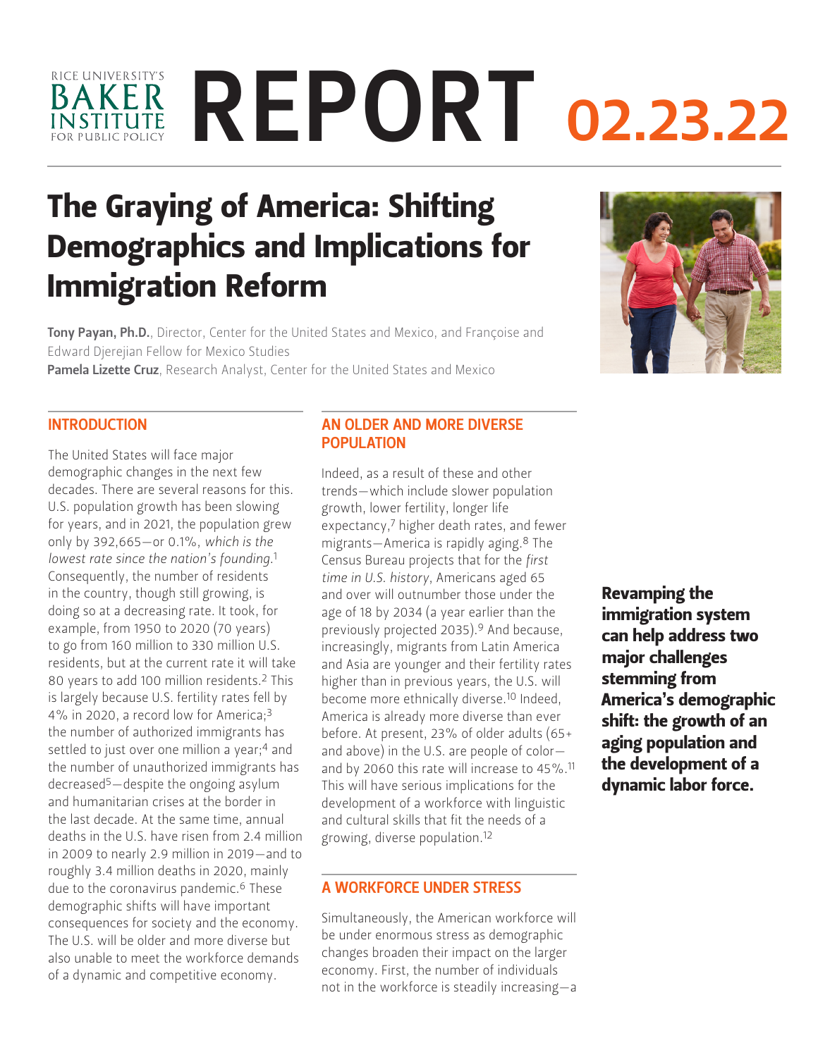RICE UNIVERSITY'S BAKER INSTITUTE FOR PUBLIC POLICY

REPORT 02.23.22

# The Graying of America: Shifting Demographics and Implications for Immigration Reform

**Tony Payan, Ph.D.**, Director, Center for the United States and Mexico, and Françoise and Edward Djerejian Fellow for Mexico Studies
**Pamela Lizette Cruz**, Research Analyst, Center for the United States and Mexico

## INTRODUCTION

The United States will face major demographic changes in the next few decades. There are several reasons for this. U.S. population growth has been slowing for years, and in 2021, the population grew only by 392,665—or 0.1%, *which is the lowest rate since the nation's founding*.[1] Consequently, the number of residents in the country, though still growing, is doing so at a decreasing rate. It took, for example, from 1950 to 2020 (70 years) to go from 160 million to 330 million U.S. residents, but at the current rate it will take 80 years to add 100 million residents.[2] This is largely because U.S. fertility rates fell by 4% in 2020, a record low for America;[3] the number of authorized immigrants has settled to just over one million a year;[4] and the number of unauthorized immigrants has decreased[5]—despite the ongoing asylum and humanitarian crises at the border in the last decade. At the same time, annual deaths in the U.S. have risen from 2.4 million in 2009 to nearly 2.9 million in 2019—and to roughly 3.4 million deaths in 2020, mainly due to the coronavirus pandemic.[6] These demographic shifts will have important consequences for society and the economy. The U.S. will be older and more diverse but also unable to meet the workforce demands of a dynamic and competitive economy.

## AN OLDER AND MORE DIVERSE POPULATION

Indeed, as a result of these and other trends—which include slower population growth, lower fertility, longer life expectancy,[7] higher death rates, and fewer migrants—America is rapidly aging.[8] The Census Bureau projects that for the *first time in U.S. history*, Americans aged 65 and over will outnumber those under the age of 18 by 2034 (a year earlier than the previously projected 2035).[9] And because, increasingly, migrants from Latin America and Asia are younger and their fertility rates higher than in previous years, the U.S. will become more ethnically diverse.[10] Indeed, America is already more diverse than ever before. At present, 23% of older adults (65+ and above) in the U.S. are people of color—and by 2060 this rate will increase to 45%.[11] This will have serious implications for the development of a workforce with linguistic and cultural skills that fit the needs of a growing, diverse population.[12]

**Revamping the immigration system can help address two major challenges stemming from America's demographic shift: the growth of an aging population and the development of a dynamic labor force.**

## A WORKFORCE UNDER STRESS

Simultaneously, the American workforce will be under enormous stress as demographic changes broaden their impact on the larger economy. First, the number of individuals not in the workforce is steadily increasing—a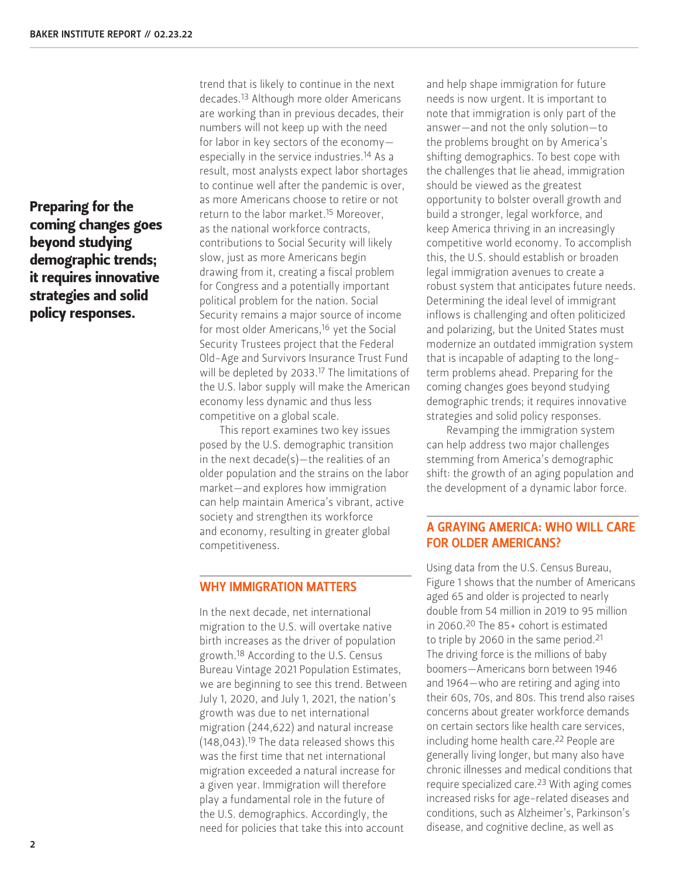trend that is likely to continue in the next decades.[13] Although more older Americans are working than in previous decades, their numbers will not keep up with the need for labor in key sectors of the economy—especially in the service industries.[14] As a result, most analysts expect labor shortages to continue well after the pandemic is over, as more Americans choose to retire or not return to the labor market.[15] Moreover, as the national workforce contracts, contributions to Social Security will likely slow, just as more Americans begin drawing from it, creating a fiscal problem for Congress and a potentially important political problem for the nation. Social Security remains a major source of income for most older Americans,[16] yet the Social Security Trustees project that the Federal Old-Age and Survivors Insurance Trust Fund will be depleted by 2033.[17] The limitations of the U.S. labor supply will make the American economy less dynamic and thus less competitive on a global scale.

This report examines two key issues posed by the U.S. demographic transition in the next decade(s)—the realities of an older population and the strains on the labor market—and explores how immigration can help maintain America's vibrant, active society and strengthen its workforce and economy, resulting in greater global competitiveness.

**Preparing for the coming changes goes beyond studying demographic trends; it requires innovative strategies and solid policy responses.**

## WHY IMMIGRATION MATTERS

In the next decade, net international migration to the U.S. will overtake native birth increases as the driver of population growth.[18] According to the U.S. Census Bureau Vintage 2021 Population Estimates, we are beginning to see this trend. Between July 1, 2020, and July 1, 2021, the nation's growth was due to net international migration (244,622) and natural increase (148,043).[19] The data released shows this was the first time that net international migration exceeded a natural increase for a given year. Immigration will therefore play a fundamental role in the future of the U.S. demographics. Accordingly, the need for policies that take this into account and help shape immigration for future needs is now urgent. It is important to note that immigration is only part of the answer—and not the only solution—to the problems brought on by America's shifting demographics. To best cope with the challenges that lie ahead, immigration should be viewed as the greatest opportunity to bolster overall growth and build a stronger, legal workforce, and keep America thriving in an increasingly competitive world economy. To accomplish this, the U.S. should establish or broaden legal immigration avenues to create a robust system that anticipates future needs. Determining the ideal level of immigrant inflows is challenging and often politicized and polarizing, but the United States must modernize an outdated immigration system that is incapable of adapting to the long-term problems ahead. Preparing for the coming changes goes beyond studying demographic trends; it requires innovative strategies and solid policy responses.

Revamping the immigration system can help address two major challenges stemming from America's demographic shift: the growth of an aging population and the development of a dynamic labor force.

## A GRAYING AMERICA: WHO WILL CARE FOR OLDER AMERICANS?

Using data from the U.S. Census Bureau, Figure 1 shows that the number of Americans aged 65 and older is projected to nearly double from 54 million in 2019 to 95 million in 2060.[20] The 85+ cohort is estimated to triple by 2060 in the same period.[21] The driving force is the millions of baby boomers—Americans born between 1946 and 1964—who are retiring and aging into their 60s, 70s, and 80s. This trend also raises concerns about greater workforce demands on certain sectors like health care services, including home health care.[22] People are generally living longer, but many also have chronic illnesses and medical conditions that require specialized care.[23] With aging comes increased risks for age-related diseases and conditions, such as Alzheimer's, Parkinson's disease, and cognitive decline, as well as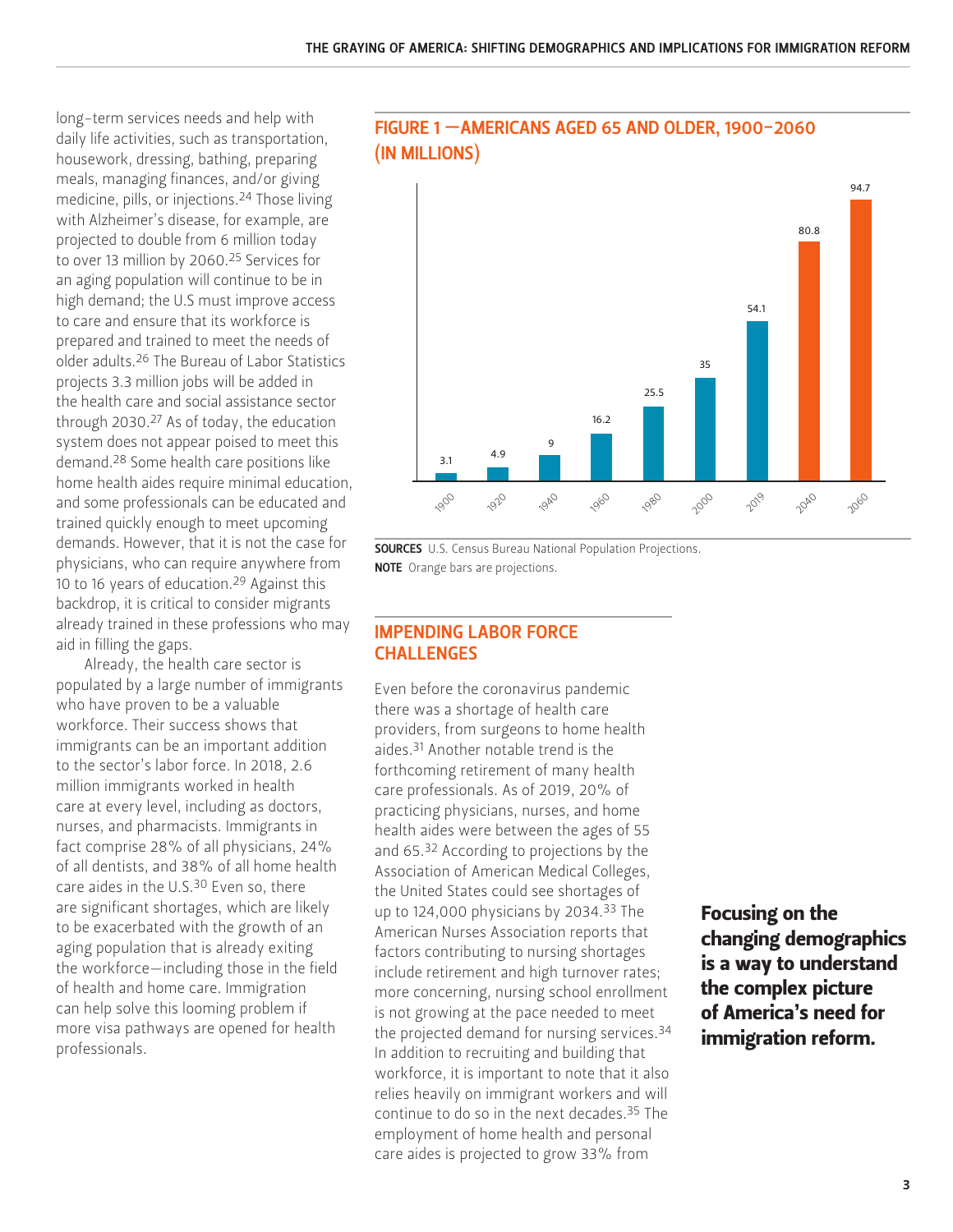long-term services needs and help with daily life activities, such as transportation, housework, dressing, bathing, preparing meals, managing finances, and/or giving medicine, pills, or injections.[24] Those living with Alzheimer's disease, for example, are projected to double from 6 million today to over 13 million by 2060.[25] Services for an aging population will continue to be in high demand; the U.S must improve access to care and ensure that its workforce is prepared and trained to meet the needs of older adults.[26] The Bureau of Labor Statistics projects 3.3 million jobs will be added in the health care and social assistance sector through 2030.[27] As of today, the education system does not appear poised to meet this demand.[28] Some health care positions like home health aides require minimal education, and some professionals can be educated and trained quickly enough to meet upcoming demands. However, that it is not the case for physicians, who can require anywhere from 10 to 16 years of education.[29] Against this backdrop, it is critical to consider migrants already trained in these professions who may aid in filling the gaps.

Already, the health care sector is populated by a large number of immigrants who have proven to be a valuable workforce. Their success shows that immigrants can be an important addition to the sector's labor force. In 2018, 2.6 million immigrants worked in health care at every level, including as doctors, nurses, and pharmacists. Immigrants in fact comprise 28% of all physicians, 24% of all dentists, and 38% of all home health care aides in the U.S.[30] Even so, there are significant shortages, which are likely to be exacerbated with the growth of an aging population that is already exiting the workforce—including those in the field of health and home care. Immigration can help solve this looming problem if more visa pathways are opened for health professionals.

### FIGURE 1 —AMERICANS AGED 65 AND OLDER, 1900–2060 (IN MILLIONS)

| Year | Americans aged 65 and older (millions) |
|---|---|
| 1900 | 3.1 |
| 1920 | 4.9 |
| 1940 | 9 |
| 1960 | 16.2 |
| 1980 | 25.5 |
| 2000 | 35 |
| 2019 | 54.1 |
| 2040 | 80.8 |
| 2060 | 94.7 |

**SOURCES** U.S. Census Bureau National Population Projections.
**NOTE** Orange bars are projections.

## IMPENDING LABOR FORCE CHALLENGES

Even before the coronavirus pandemic there was a shortage of health care providers, from surgeons to home health aides.[31] Another notable trend is the forthcoming retirement of many health care professionals. As of 2019, 20% of practicing physicians, nurses, and home health aides were between the ages of 55 and 65.[32] According to projections by the Association of American Medical Colleges, the United States could see shortages of up to 124,000 physicians by 2034.[33] The American Nurses Association reports that factors contributing to nursing shortages include retirement and high turnover rates; more concerning, nursing school enrollment is not growing at the pace needed to meet the projected demand for nursing services.[34] In addition to recruiting and building that workforce, it is important to note that it also relies heavily on immigrant workers and will continue to do so in the next decades.[35] The employment of home health and personal care aides is projected to grow 33% from

**Focusing on the changing demographics is a way to understand the complex picture of America's need for immigration reform.**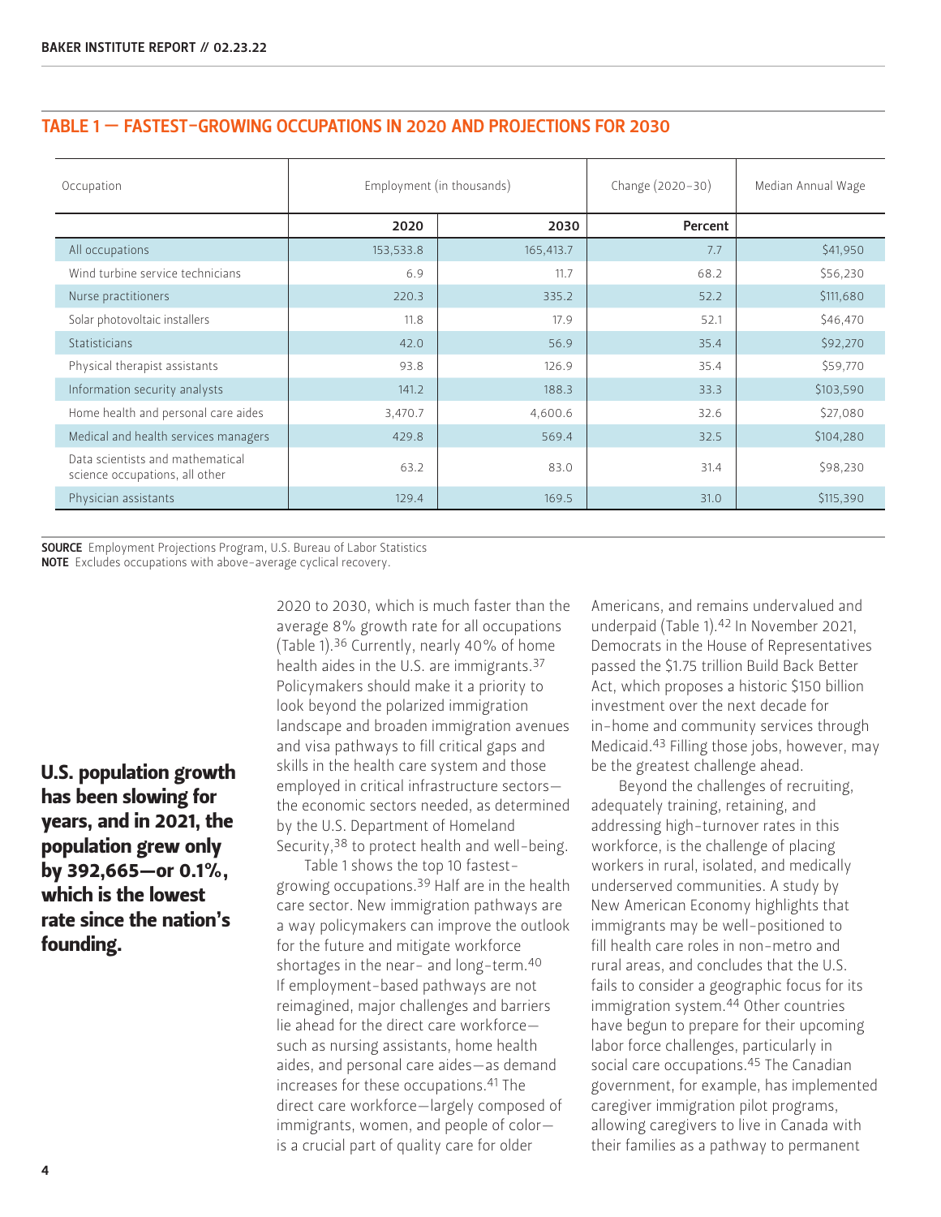## TABLE 1 — FASTEST-GROWING OCCUPATIONS IN 2020 AND PROJECTIONS FOR 2030

| Occupation | Employment (in thousands) | | Change (2020–30) | Median Annual Wage |
|---|---|---|---|---|
| | 2020 | 2030 | Percent | |
| All occupations | 153,533.8 | 165,413.7 | 7.7 | $41,950 |
| Wind turbine service technicians | 6.9 | 11.7 | 68.2 | $56,230 |
| Nurse practitioners | 220.3 | 335.2 | 52.2 | $111,680 |
| Solar photovoltaic installers | 11.8 | 17.9 | 52.1 | $46,470 |
| Statisticians | 42.0 | 56.9 | 35.4 | $92,270 |
| Physical therapist assistants | 93.8 | 126.9 | 35.4 | $59,770 |
| Information security analysts | 141.2 | 188.3 | 33.3 | $103,590 |
| Home health and personal care aides | 3,470.7 | 4,600.6 | 32.6 | $27,080 |
| Medical and health services managers | 429.8 | 569.4 | 32.5 | $104,280 |
| Data scientists and mathematical science occupations, all other | 63.2 | 83.0 | 31.4 | $98,230 |
| Physician assistants | 129.4 | 169.5 | 31.0 | $115,390 |

**SOURCE** Employment Projections Program, U.S. Bureau of Labor Statistics
**NOTE** Excludes occupations with above-average cyclical recovery.

**U.S. population growth has been slowing for years, and in 2021, the population grew only by 392,665—or 0.1%, which is the lowest rate since the nation's founding.**

2020 to 2030, which is much faster than the average 8% growth rate for all occupations (Table 1).[36] Currently, nearly 40% of home health aides in the U.S. are immigrants.[37] Policymakers should make it a priority to look beyond the polarized immigration landscape and broaden immigration avenues and visa pathways to fill critical gaps and skills in the health care system and those employed in critical infrastructure sectors—the economic sectors needed, as determined by the U.S. Department of Homeland Security,[38] to protect health and well-being.

Table 1 shows the top 10 fastest-growing occupations.[39] Half are in the health care sector. New immigration pathways are a way policymakers can improve the outlook for the future and mitigate workforce shortages in the near- and long-term.[40] If employment-based pathways are not reimagined, major challenges and barriers lie ahead for the direct care workforce—such as nursing assistants, home health aides, and personal care aides—as demand increases for these occupations.[41] The direct care workforce—largely composed of immigrants, women, and people of color—is a crucial part of quality care for older Americans, and remains undervalued and underpaid (Table 1).[42] In November 2021, Democrats in the House of Representatives passed the $1.75 trillion Build Back Better Act, which proposes a historic $150 billion investment over the next decade for in-home and community services through Medicaid.[43] Filling those jobs, however, may be the greatest challenge ahead.

Beyond the challenges of recruiting, adequately training, retaining, and addressing high-turnover rates in this workforce, is the challenge of placing workers in rural, isolated, and medically underserved communities. A study by New American Economy highlights that immigrants may be well-positioned to fill health care roles in non-metro and rural areas, and concludes that the U.S. fails to consider a geographic focus for its immigration system.[44] Other countries have begun to prepare for their upcoming labor force challenges, particularly in social care occupations.[45] The Canadian government, for example, has implemented caregiver immigration pilot programs, allowing caregivers to live in Canada with their families as a pathway to permanent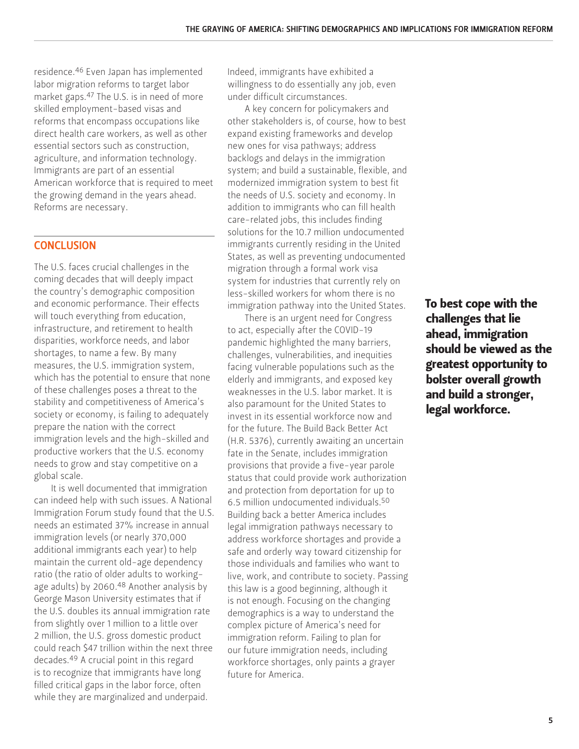residence.[46] Even Japan has implemented labor migration reforms to target labor market gaps.[47] The U.S. is in need of more skilled employment-based visas and reforms that encompass occupations like direct health care workers, as well as other essential sectors such as construction, agriculture, and information technology. Immigrants are part of an essential American workforce that is required to meet the growing demand in the years ahead. Reforms are necessary.

## CONCLUSION

The U.S. faces crucial challenges in the coming decades that will deeply impact the country's demographic composition and economic performance. Their effects will touch everything from education, infrastructure, and retirement to health disparities, workforce needs, and labor shortages, to name a few. By many measures, the U.S. immigration system, which has the potential to ensure that none of these challenges poses a threat to the stability and competitiveness of America's society or economy, is failing to adequately prepare the nation with the correct immigration levels and the high-skilled and productive workers that the U.S. economy needs to grow and stay competitive on a global scale.

It is well documented that immigration can indeed help with such issues. A National Immigration Forum study found that the U.S. needs an estimated 37% increase in annual immigration levels (or nearly 370,000 additional immigrants each year) to help maintain the current old-age dependency ratio (the ratio of older adults to working-age adults) by 2060.[48] Another analysis by George Mason University estimates that if the U.S. doubles its annual immigration rate from slightly over 1 million to a little over 2 million, the U.S. gross domestic product could reach $47 trillion within the next three decades.[49] A crucial point in this regard is to recognize that immigrants have long filled critical gaps in the labor force, often while they are marginalized and underpaid. Indeed, immigrants have exhibited a willingness to do essentially any job, even under difficult circumstances.

A key concern for policymakers and other stakeholders is, of course, how to best expand existing frameworks and develop new ones for visa pathways; address backlogs and delays in the immigration system; and build a sustainable, flexible, and modernized immigration system to best fit the needs of U.S. society and economy. In addition to immigrants who can fill health care-related jobs, this includes finding solutions for the 10.7 million undocumented immigrants currently residing in the United States, as well as preventing undocumented migration through a formal work visa system for industries that currently rely on less-skilled workers for whom there is no immigration pathway into the United States.

There is an urgent need for Congress to act, especially after the COVID-19 pandemic highlighted the many barriers, challenges, vulnerabilities, and inequities facing vulnerable populations such as the elderly and immigrants, and exposed key weaknesses in the U.S. labor market. It is also paramount for the United States to invest in its essential workforce now and for the future. The Build Back Better Act (H.R. 5376), currently awaiting an uncertain fate in the Senate, includes immigration provisions that provide a five-year parole status that could provide work authorization and protection from deportation for up to 6.5 million undocumented individuals.[50] Building back a better America includes legal immigration pathways necessary to address workforce shortages and provide a safe and orderly way toward citizenship for those individuals and families who want to live, work, and contribute to society. Passing this law is a good beginning, although it is not enough. Focusing on the changing demographics is a way to understand the complex picture of America's need for immigration reform. Failing to plan for our future immigration needs, including workforce shortages, only paints a grayer future for America.

**To best cope with the challenges that lie ahead, immigration should be viewed as the greatest opportunity to bolster overall growth and build a stronger, legal workforce.**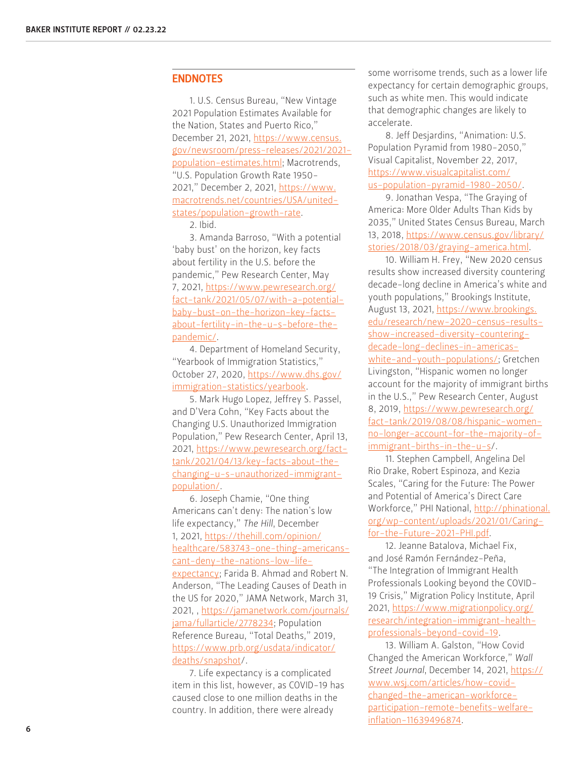## ENDNOTES

1. U.S. Census Bureau, "New Vintage 2021 Population Estimates Available for the Nation, States and Puerto Rico," December 21, 2021, https://www.census.gov/newsroom/press-releases/2021/2021-population-estimates.html; Macrotrends, "U.S. Population Growth Rate 1950-2021," December 2, 2021, https://www.macrotrends.net/countries/USA/united-states/population-growth-rate.

2. Ibid.

3. Amanda Barroso, "With a potential 'baby bust' on the horizon, key facts about fertility in the U.S. before the pandemic," Pew Research Center, May 7, 2021, https://www.pewresearch.org/fact-tank/2021/05/07/with-a-potential-baby-bust-on-the-horizon-key-facts-about-fertility-in-the-u-s-before-the-pandemic/.

4. Department of Homeland Security, "Yearbook of Immigration Statistics," October 27, 2020, https://www.dhs.gov/immigration-statistics/yearbook.

5. Mark Hugo Lopez, Jeffrey S. Passel, and D'Vera Cohn, "Key Facts about the Changing U.S. Unauthorized Immigration Population," Pew Research Center, April 13, 2021, https://www.pewresearch.org/fact-tank/2021/04/13/key-facts-about-the-changing-u-s-unauthorized-immigrant-population/.

6. Joseph Chamie, "One thing Americans can't deny: The nation's low life expectancy," *The Hill*, December 1, 2021, https://thehill.com/opinion/healthcare/583743-one-thing-americans-cant-deny-the-nations-low-life-expectancy; Farida B. Ahmad and Robert N. Anderson, "The Leading Causes of Death in the US for 2020," JAMA Network, March 31, 2021, , https://jamanetwork.com/journals/jama/fullarticle/2778234; Population Reference Bureau, "Total Deaths," 2019, https://www.prb.org/usdata/indicator/deaths/snapshot/.

7. Life expectancy is a complicated item in this list, however, as COVID-19 has caused close to one million deaths in the country. In addition, there were already some worrisome trends, such as a lower life expectancy for certain demographic groups, such as white men. This would indicate that demographic changes are likely to accelerate.

8. Jeff Desjardins, "Animation: U.S. Population Pyramid from 1980-2050," Visual Capitalist, November 22, 2017, https://www.visualcapitalist.com/us-population-pyramid-1980-2050/.

9. Jonathan Vespa, "The Graying of America: More Older Adults Than Kids by 2035," United States Census Bureau, March 13, 2018, https://www.census.gov/library/stories/2018/03/graying-america.html.

10. William H. Frey, "New 2020 census results show increased diversity countering decade-long decline in America's white and youth populations," Brookings Institute, August 13, 2021, https://www.brookings.edu/research/new-2020-census-results-show-increased-diversity-countering-decade-long-declines-in-americas-white-and-youth-populations/; Gretchen Livingston, "Hispanic women no longer account for the majority of immigrant births in the U.S.," Pew Research Center, August 8, 2019, https://www.pewresearch.org/fact-tank/2019/08/08/hispanic-women-no-longer-account-for-the-majority-of-immigrant-births-in-the-u-s/.

11. Stephen Campbell, Angelina Del Rio Drake, Robert Espinoza, and Kezia Scales, "Caring for the Future: The Power and Potential of America's Direct Care Workforce," PHI National, http://phinational.org/wp-content/uploads/2021/01/Caring-for-the-Future-2021-PHI.pdf.

12. Jeanne Batalova, Michael Fix, and José Ramón Fernández-Peña, "The Integration of Immigrant Health Professionals Looking beyond the COVID-19 Crisis," Migration Policy Institute, April 2021, https://www.migrationpolicy.org/research/integration-immigrant-health-professionals-beyond-covid-19.

13. William A. Galston, "How Covid Changed the American Workforce," *Wall Street Journal*, December 14, 2021, https://www.wsj.com/articles/how-covid-changed-the-american-workforce-participation-remote-benefits-welfare-inflation-11639496874.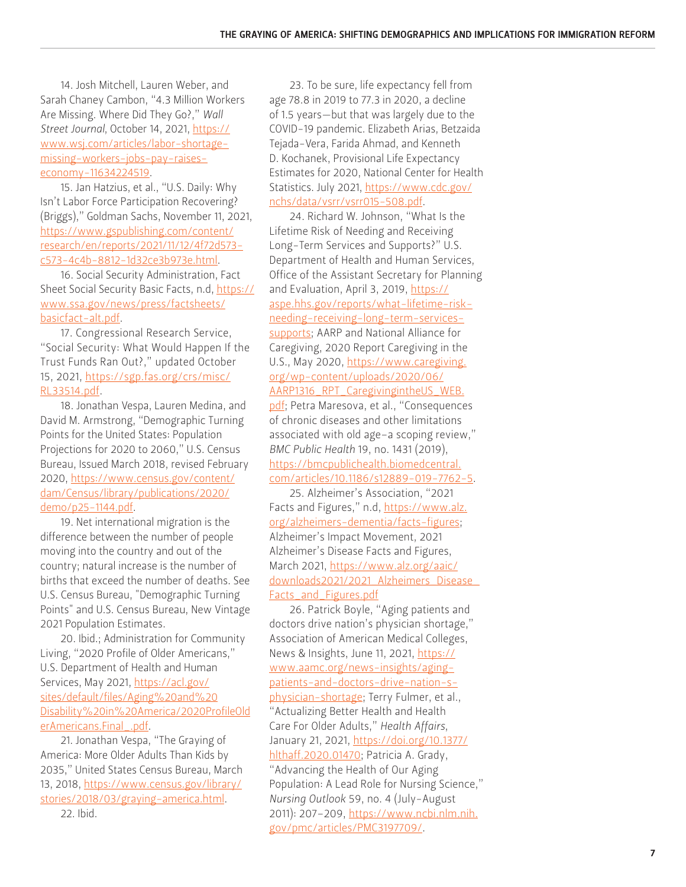14. Josh Mitchell, Lauren Weber, and Sarah Chaney Cambon, "4.3 Million Workers Are Missing. Where Did They Go?," *Wall Street Journal*, October 14, 2021, https://www.wsj.com/articles/labor-shortage-missing-workers-jobs-pay-raises-economy-11634224519.

15. Jan Hatzius, et al., "U.S. Daily: Why Isn't Labor Force Participation Recovering? (Briggs)," Goldman Sachs, November 11, 2021, https://www.gspublishing.com/content/research/en/reports/2021/11/12/4f72d573-c573-4c4b-8812-1d32ce3b973e.html.

16. Social Security Administration, Fact Sheet Social Security Basic Facts, n.d, https://www.ssa.gov/news/press/factsheets/basicfact-alt.pdf.

17. Congressional Research Service, "Social Security: What Would Happen If the Trust Funds Ran Out?," updated October 15, 2021, https://sgp.fas.org/crs/misc/RL33514.pdf.

18. Jonathan Vespa, Lauren Medina, and David M. Armstrong, "Demographic Turning Points for the United States: Population Projections for 2020 to 2060," U.S. Census Bureau, Issued March 2018, revised February 2020, https://www.census.gov/content/dam/Census/library/publications/2020/demo/p25-1144.pdf.

19. Net international migration is the difference between the number of people moving into the country and out of the country; natural increase is the number of births that exceed the number of deaths. See U.S. Census Bureau, "Demographic Turning Points" and U.S. Census Bureau, New Vintage 2021 Population Estimates.

20. Ibid.; Administration for Community Living, "2020 Profile of Older Americans," U.S. Department of Health and Human Services, May 2021, https://acl.gov/sites/default/files/Aging%20and%20Disability%20in%20America/2020ProfileOlderAmericans.Final_.pdf.

21. Jonathan Vespa, "The Graying of America: More Older Adults Than Kids by 2035," United States Census Bureau, March 13, 2018, https://www.census.gov/library/stories/2018/03/graying-america.html.

22. Ibid.

23. To be sure, life expectancy fell from age 78.8 in 2019 to 77.3 in 2020, a decline of 1.5 years—but that was largely due to the COVID-19 pandemic. Elizabeth Arias, Betzaida Tejada-Vera, Farida Ahmad, and Kenneth D. Kochanek, Provisional Life Expectancy Estimates for 2020, National Center for Health Statistics. July 2021, https://www.cdc.gov/nchs/data/vsrr/vsrr015-508.pdf.

24. Richard W. Johnson, "What Is the Lifetime Risk of Needing and Receiving Long-Term Services and Supports?" U.S. Department of Health and Human Services, Office of the Assistant Secretary for Planning and Evaluation, April 3, 2019, https://aspe.hhs.gov/reports/what-lifetime-risk-needing-receiving-long-term-services-supports; AARP and National Alliance for Caregiving, 2020 Report Caregiving in the U.S., May 2020, https://www.caregiving.org/wp-content/uploads/2020/06/AARP1316_RPT_CaregivingintheUS_WEB.pdf; Petra Maresova, et al., "Consequences of chronic diseases and other limitations associated with old age–a scoping review," *BMC Public Health* 19, no. 1431 (2019), https://bmcpublichealth.biomedcentral.com/articles/10.1186/s12889-019-7762-5.

25. Alzheimer's Association, "2021 Facts and Figures," n.d, https://www.alz.org/alzheimers-dementia/facts-figures; Alzheimer's Impact Movement, 2021 Alzheimer's Disease Facts and Figures, March 2021, https://www.alz.org/aaic/downloads2021/2021_Alzheimers_Disease_Facts_and_Figures.pdf

26. Patrick Boyle, "Aging patients and doctors drive nation's physician shortage," Association of American Medical Colleges, News & Insights, June 11, 2021, https://www.aamc.org/news-insights/aging-patients-and-doctors-drive-nation-s-physician-shortage; Terry Fulmer, et al., "Actualizing Better Health and Health Care For Older Adults," *Health Affairs*, January 21, 2021, https://doi.org/10.1377/hlthaff.2020.01470; Patricia A. Grady, "Advancing the Health of Our Aging Population: A Lead Role for Nursing Science," *Nursing Outlook* 59, no. 4 (July-August 2011): 207–209, https://www.ncbi.nlm.nih.gov/pmc/articles/PMC3197709/.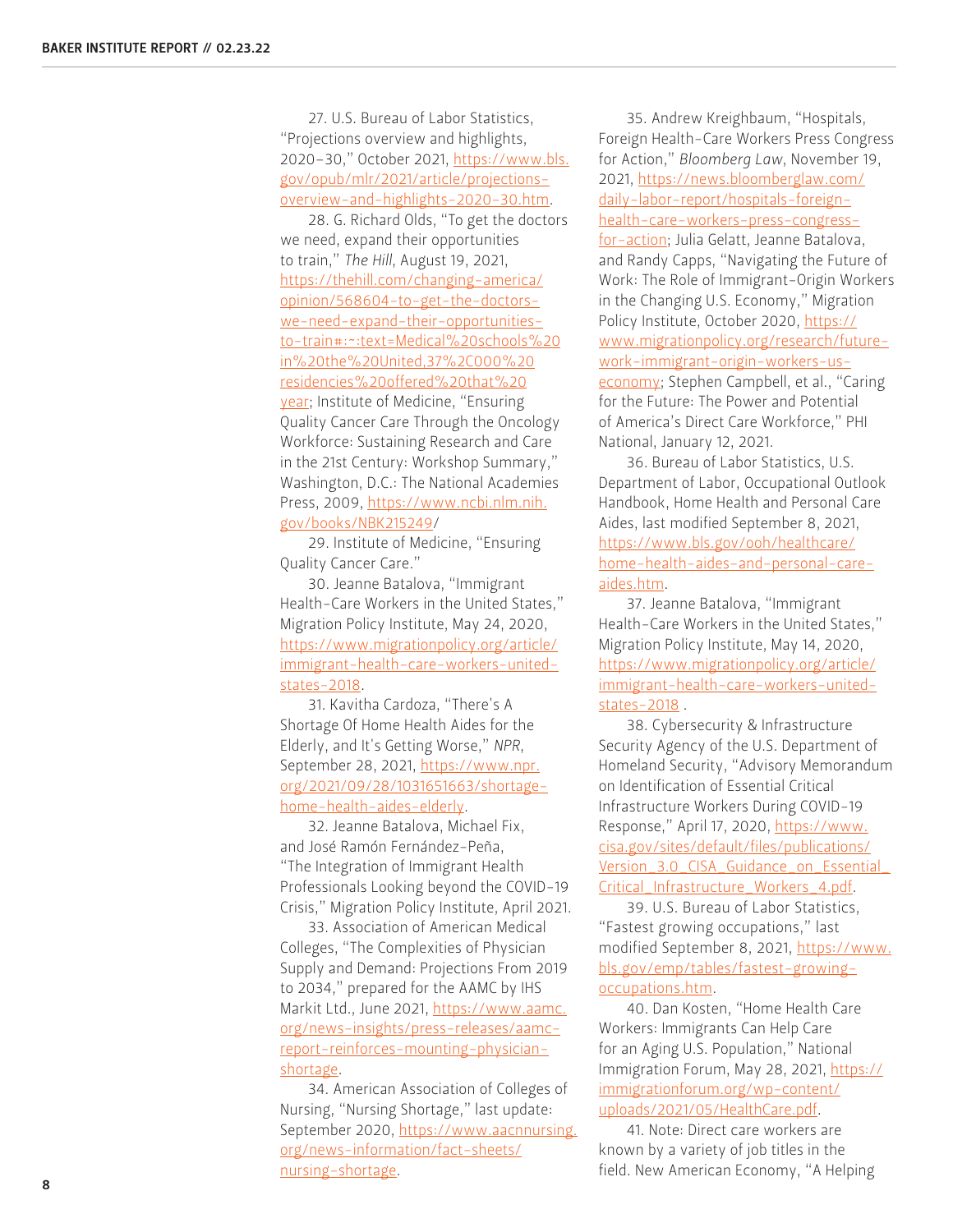27. U.S. Bureau of Labor Statistics, "Projections overview and highlights, 2020–30," October 2021, https://www.bls.gov/opub/mlr/2021/article/projections-overview-and-highlights-2020-30.htm.

28. G. Richard Olds, "To get the doctors we need, expand their opportunities to train," *The Hill*, August 19, 2021, https://thehill.com/changing-america/opinion/568604-to-get-the-doctors-we-need-expand-their-opportunities-to-train#:~:text=Medical%20schools%20in%20the%20United,37%2C000%20residencies%20offered%20that%20year; Institute of Medicine, "Ensuring Quality Cancer Care Through the Oncology Workforce: Sustaining Research and Care in the 21st Century: Workshop Summary," Washington, D.C.: The National Academies Press, 2009, https://www.ncbi.nlm.nih.gov/books/NBK215249/

29. Institute of Medicine, "Ensuring Quality Cancer Care."

30. Jeanne Batalova, "Immigrant Health-Care Workers in the United States," Migration Policy Institute, May 24, 2020, https://www.migrationpolicy.org/article/immigrant-health-care-workers-united-states-2018.

31. Kavitha Cardoza, "There's A Shortage Of Home Health Aides for the Elderly, and It's Getting Worse," *NPR*, September 28, 2021, https://www.npr.org/2021/09/28/1031651663/shortage-home-health-aides-elderly.

32. Jeanne Batalova, Michael Fix, and José Ramón Fernández-Peña, "The Integration of Immigrant Health Professionals Looking beyond the COVID-19 Crisis," Migration Policy Institute, April 2021.

33. Association of American Medical Colleges, "The Complexities of Physician Supply and Demand: Projections From 2019 to 2034," prepared for the AAMC by IHS Markit Ltd., June 2021, https://www.aamc.org/news-insights/press-releases/aamc-report-reinforces-mounting-physician-shortage.

34. American Association of Colleges of Nursing, "Nursing Shortage," last update: September 2020, https://www.aacnnursing.org/news-information/fact-sheets/nursing-shortage.

35. Andrew Kreighbaum, "Hospitals, Foreign Health-Care Workers Press Congress for Action," *Bloomberg Law*, November 19, 2021, https://news.bloomberglaw.com/daily-labor-report/hospitals-foreign-health-care-workers-press-congress-for-action; Julia Gelatt, Jeanne Batalova, and Randy Capps, "Navigating the Future of Work: The Role of Immigrant-Origin Workers in the Changing U.S. Economy," Migration Policy Institute, October 2020, https://www.migrationpolicy.org/research/future-work-immigrant-origin-workers-us-economy; Stephen Campbell, et al., "Caring for the Future: The Power and Potential of America's Direct Care Workforce," PHI National, January 12, 2021.

36. Bureau of Labor Statistics, U.S. Department of Labor, Occupational Outlook Handbook, Home Health and Personal Care Aides, last modified September 8, 2021, https://www.bls.gov/ooh/healthcare/home-health-aides-and-personal-care-aides.htm.

37. Jeanne Batalova, "Immigrant Health-Care Workers in the United States," Migration Policy Institute, May 14, 2020, https://www.migrationpolicy.org/article/immigrant-health-care-workers-united-states-2018 .

38. Cybersecurity & Infrastructure Security Agency of the U.S. Department of Homeland Security, "Advisory Memorandum on Identification of Essential Critical Infrastructure Workers During COVID-19 Response," April 17, 2020, https://www.cisa.gov/sites/default/files/publications/Version_3.0_CISA_Guidance_on_Essential_Critical_Infrastructure_Workers_4.pdf.

39. U.S. Bureau of Labor Statistics, "Fastest growing occupations," last modified September 8, 2021, https://www.bls.gov/emp/tables/fastest-growing-occupations.htm.

40. Dan Kosten, "Home Health Care Workers: Immigrants Can Help Care for an Aging U.S. Population," National Immigration Forum, May 28, 2021, https://immigrationforum.org/wp-content/uploads/2021/05/HealthCare.pdf.

41. Note: Direct care workers are known by a variety of job titles in the field. New American Economy, "A Helping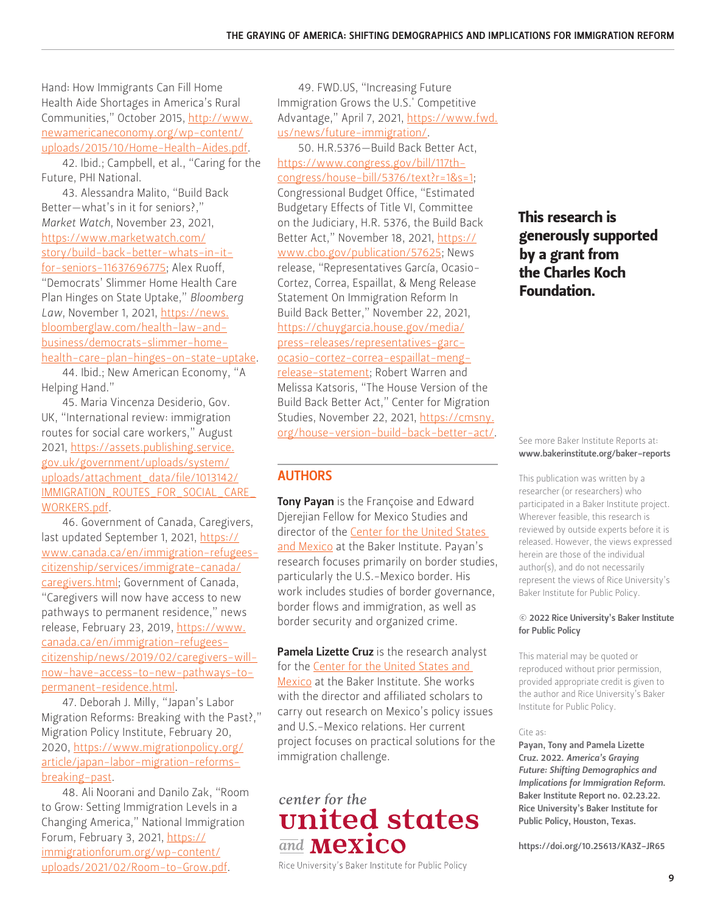Hand: How Immigrants Can Fill Home Health Aide Shortages in America's Rural Communities," October 2015, http://www.newamericaneconomy.org/wp-content/uploads/2015/10/Home-Health-Aides.pdf.

42. Ibid.; Campbell, et al., "Caring for the Future, PHI National.

43. Alessandra Malito, "Build Back Better—what's in it for seniors?," *Market Watch*, November 23, 2021, https://www.marketwatch.com/story/build-back-better-whats-in-it-for-seniors-11637696775; Alex Ruoff, "Democrats' Slimmer Home Health Care Plan Hinges on State Uptake," *Bloomberg Law*, November 1, 2021, https://news.bloomberglaw.com/health-law-and-business/democrats-slimmer-home-health-care-plan-hinges-on-state-uptake.

44. Ibid.; New American Economy, "A Helping Hand."

45. Maria Vincenza Desiderio, Gov. UK, "International review: immigration routes for social care workers," August 2021, https://assets.publishing.service.gov.uk/government/uploads/system/uploads/attachment_data/file/1013142/IMMIGRATION_ROUTES_FOR_SOCIAL_CARE_WORKERS.pdf.

46. Government of Canada, Caregivers, last updated September 1, 2021, https://www.canada.ca/en/immigration-refugees-citizenship/services/immigrate-canada/caregivers.html; Government of Canada, "Caregivers will now have access to new pathways to permanent residence," news release, February 23, 2019, https://www.canada.ca/en/immigration-refugees-citizenship/news/2019/02/caregivers-will-now-have-access-to-new-pathways-to-permanent-residence.html.

47. Deborah J. Milly, "Japan's Labor Migration Reforms: Breaking with the Past?," Migration Policy Institute, February 20, 2020, https://www.migrationpolicy.org/article/japan-labor-migration-reforms-breaking-past.

48. Ali Noorani and Danilo Zak, "Room to Grow: Setting Immigration Levels in a Changing America," National Immigration Forum, February 3, 2021, https://immigrationforum.org/wp-content/uploads/2021/02/Room-to-Grow.pdf.

49. FWD.US, "Increasing Future Immigration Grows the U.S.' Competitive Advantage," April 7, 2021, https://www.fwd.us/news/future-immigration/.

50. H.R.5376—Build Back Better Act, https://www.congress.gov/bill/117th-congress/house-bill/5376/text?r=1&s=1; Congressional Budget Office, "Estimated Budgetary Effects of Title VI, Committee on the Judiciary, H.R. 5376, the Build Back Better Act," November 18, 2021, https://www.cbo.gov/publication/57625; News release, "Representatives García, Ocasio-Cortez, Correa, Espaillat, & Meng Release Statement On Immigration Reform In Build Back Better," November 22, 2021, https://chuygarcia.house.gov/media/press-releases/representatives-garc-ocasio-cortez-correa-espaillat-meng-release-statement; Robert Warren and Melissa Katsoris, "The House Version of the Build Back Better Act," Center for Migration Studies, November 22, 2021, https://cmsny.org/house-version-build-back-better-act/.

## AUTHORS

**Tony Payan** is the Françoise and Edward Djerejian Fellow for Mexico Studies and director of the Center for the United States and Mexico at the Baker Institute. Payan's research focuses primarily on border studies, particularly the U.S.-Mexico border. His work includes studies of border governance, border flows and immigration, as well as border security and organized crime.

**Pamela Lizette Cruz** is the research analyst for the Center for the United States and Mexico at the Baker Institute. She works with the director and affiliated scholars to carry out research on Mexico's policy issues and U.S.-Mexico relations. Her current project focuses on practical solutions for the immigration challenge.

center for the united states and Mexico

Rice University's Baker Institute for Public Policy

**This research is generously supported by a grant from the Charles Koch Foundation.**

See more Baker Institute Reports at:
**www.bakerinstitute.org/baker-reports**

This publication was written by a researcher (or researchers) who participated in a Baker Institute project. Wherever feasible, this research is reviewed by outside experts before it is released. However, the views expressed herein are those of the individual author(s), and do not necessarily represent the views of Rice University's Baker Institute for Public Policy.

**© 2022 Rice University's Baker Institute for Public Policy**

This material may be quoted or reproduced without prior permission, provided appropriate credit is given to the author and Rice University's Baker Institute for Public Policy.

Cite as:
**Payan, Tony and Pamela Lizette Cruz. 2022.** ***America's Graying Future: Shifting Demographics and Implications for Immigration Reform.*** **Baker Institute Report no. 02.23.22. Rice University's Baker Institute for Public Policy, Houston, Texas.**

**https://doi.org/10.25613/KA3Z-JR65**